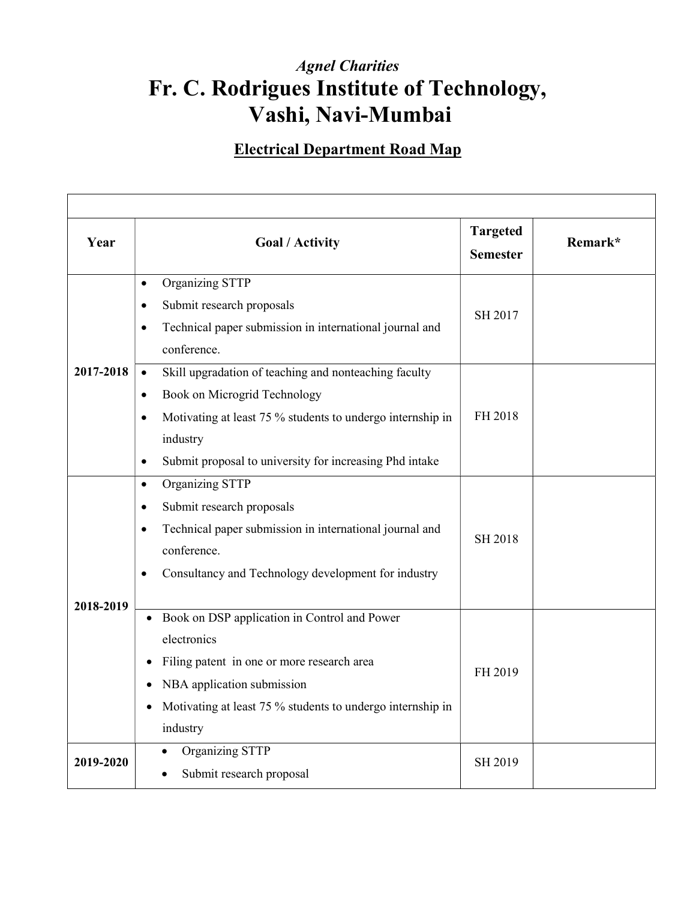*Agnel Charities*

# Fr. C. Rodrigues Institute of Technology, Vashi, Navi-Mumbai

## Electrical Department Road Map

| Year | Goal / Activity | Targeted Semester | Remark* |
|---|---|---|---|
| 2017-2018 | • Organizing STTP<br>• Submit research proposals<br>• Technical paper submission in international journal and conference. | SH 2017 | |
| | • Skill upgradation of teaching and nonteaching faculty<br>• Book on Microgrid Technology<br>• Motivating at least 75 % students to undergo internship in industry<br>• Submit proposal to university for increasing Phd intake | FH 2018 | |
| 2018-2019 | • Organizing STTP<br>• Submit research proposals<br>• Technical paper submission in international journal and conference.<br>• Consultancy and Technology development for industry | SH 2018 | |
| | • Book on DSP application in Control and Power electronics<br>• Filing patent in one or more research area<br>• NBA application submission<br>• Motivating at least 75 % students to undergo internship in industry | FH 2019 | |
| 2019-2020 | • Organizing STTP<br>• Submit research proposal | SH 2019 | |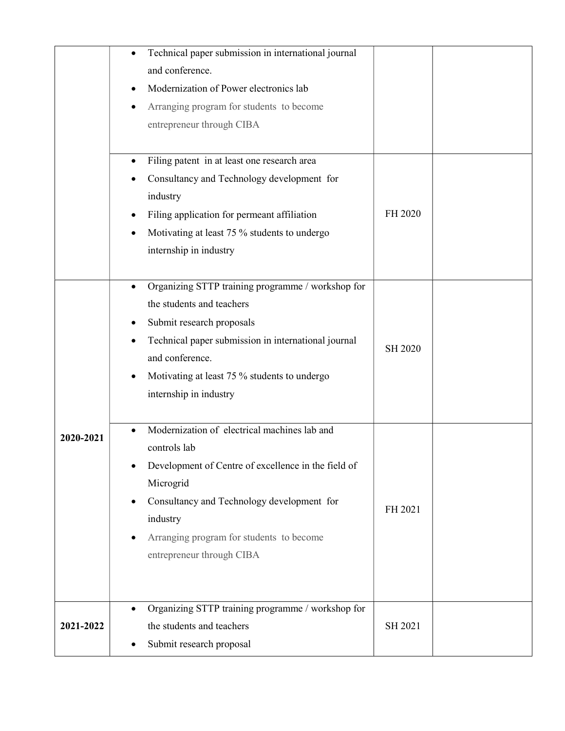| | | | |
|---|---|---|---|
| | • Technical paper submission in international journal and conference.<br>• Modernization of Power electronics lab<br>• Arranging program for students to become entrepreneur through CIBA | | |
| | • Filing patent in at least one research area<br>• Consultancy and Technology development for industry<br>• Filing application for permeant affiliation<br>• Motivating at least 75 % students to undergo internship in industry | FH 2020 | |
| **2020-2021** | • Organizing STTP training programme / workshop for the students and teachers<br>• Submit research proposals<br>• Technical paper submission in international journal and conference.<br>• Motivating at least 75 % students to undergo internship in industry | SH 2020 | |
| | • Modernization of electrical machines lab and controls lab<br>• Development of Centre of excellence in the field of Microgrid<br>• Consultancy and Technology development for industry<br>• Arranging program for students to become entrepreneur through CIBA | FH 2021 | |
| **2021-2022** | • Organizing STTP training programme / workshop for the students and teachers<br>• Submit research proposal | SH 2021 | |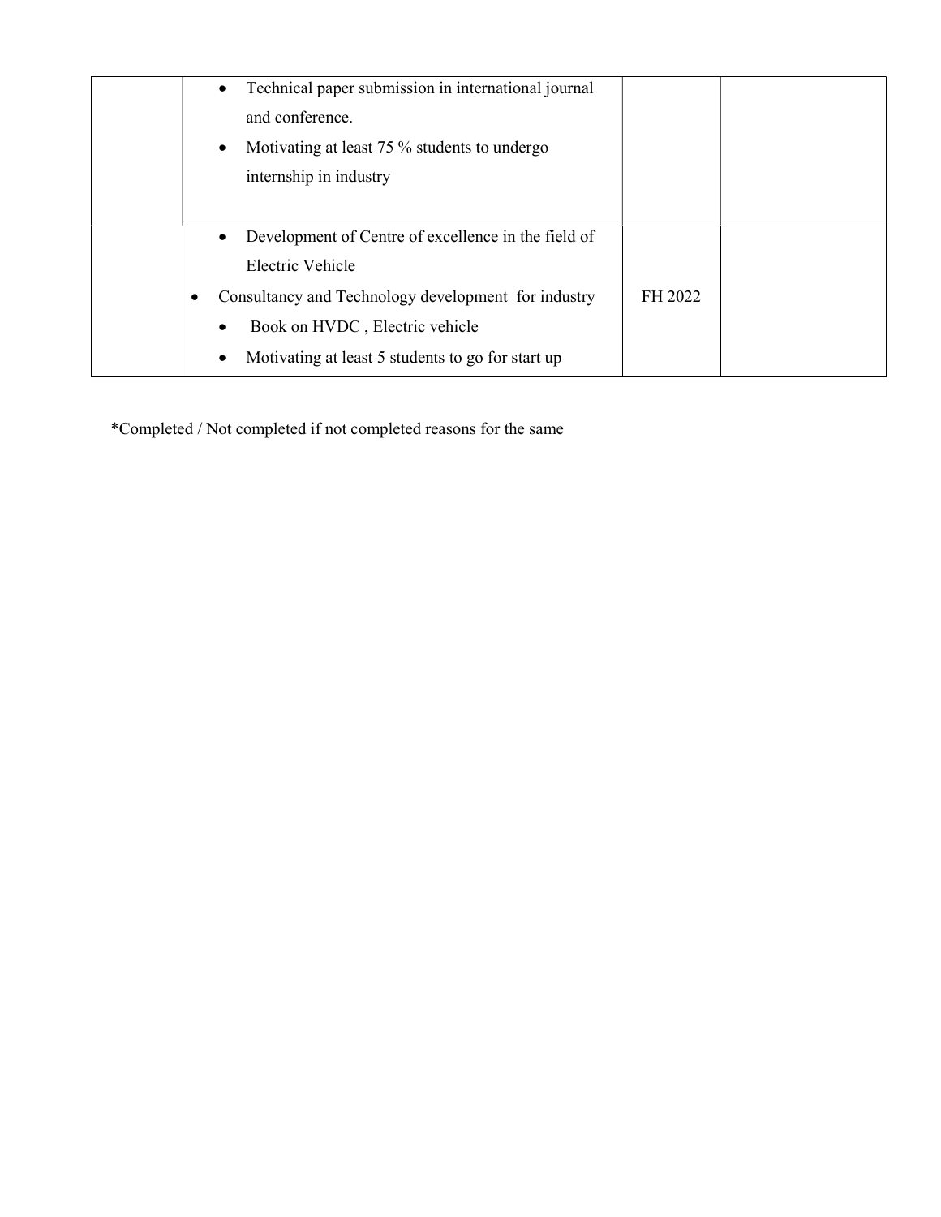| | | | |
|---|---|---|---|
| | • Technical paper submission in international journal and conference.<br>• Motivating at least 75 % students to undergo internship in industry | | |
| | • Development of Centre of excellence in the field of Electric Vehicle<br>• Consultancy and Technology development for industry<br>• Book on HVDC , Electric vehicle<br>• Motivating at least 5 students to go for start up | FH 2022 | |

*Completed / Not completed if not completed reasons for the same